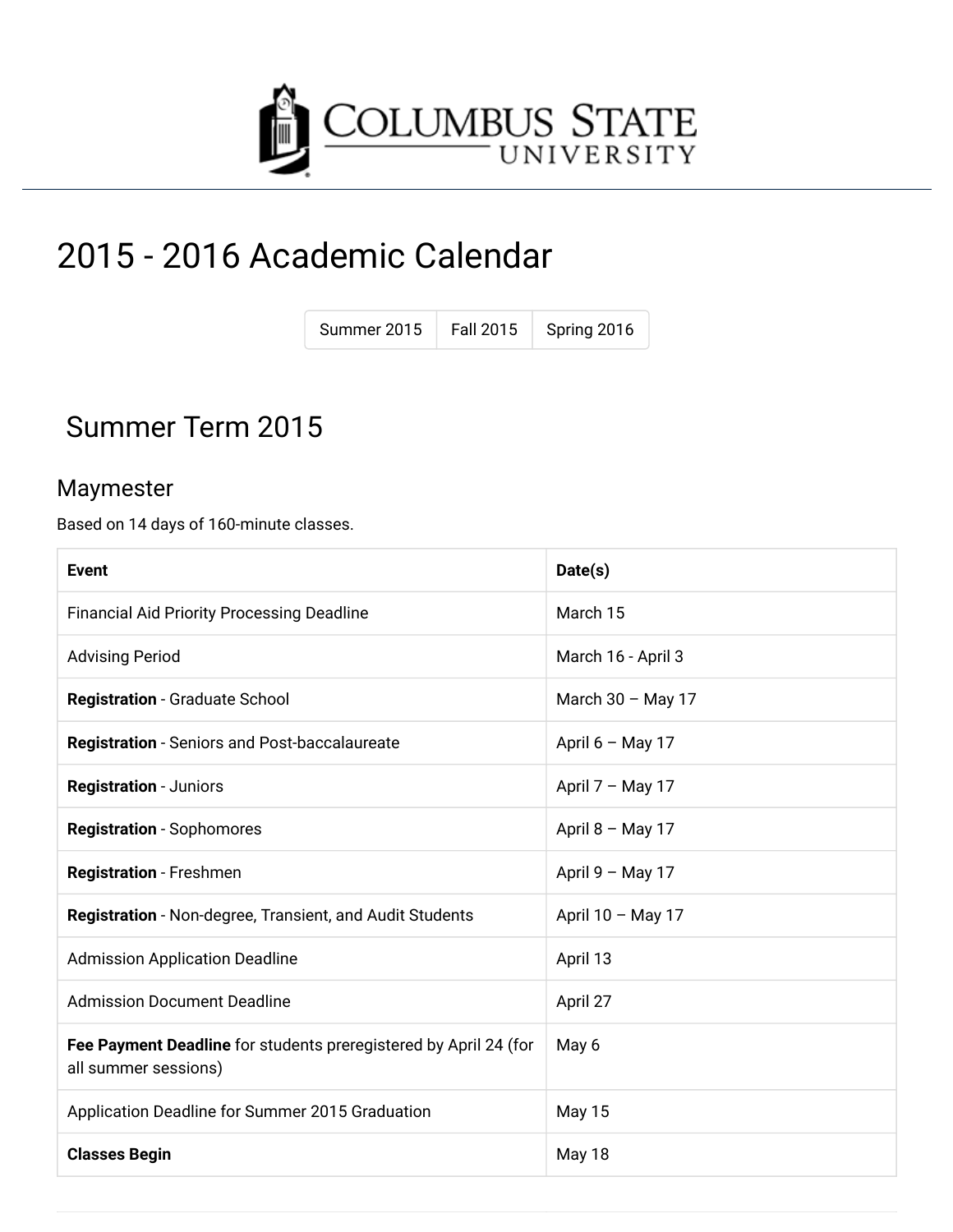COLUMBUS STATE UNIVERSITY

# 2015 - 2016 Academic Calendar

Summer 2015 | Fall 2015 | Spring 2016

## Summer Term 2015

### Maymester

Based on 14 days of 160-minute classes.

| Event | Date(s) |
|---|---|
| Financial Aid Priority Processing Deadline | March 15 |
| Advising Period | March 16 - April 3 |
| **Registration** - Graduate School | March 30 – May 17 |
| **Registration** - Seniors and Post-baccalaureate | April 6 – May 17 |
| **Registration** - Juniors | April 7 – May 17 |
| **Registration** - Sophomores | April 8 – May 17 |
| **Registration** - Freshmen | April 9 – May 17 |
| **Registration** - Non-degree, Transient, and Audit Students | April 10 – May 17 |
| Admission Application Deadline | April 13 |
| Admission Document Deadline | April 27 |
| **Fee Payment Deadline** for students preregistered by April 24 (for all summer sessions) | May 6 |
| Application Deadline for Summer 2015 Graduation | May 15 |
| **Classes Begin** | May 18 |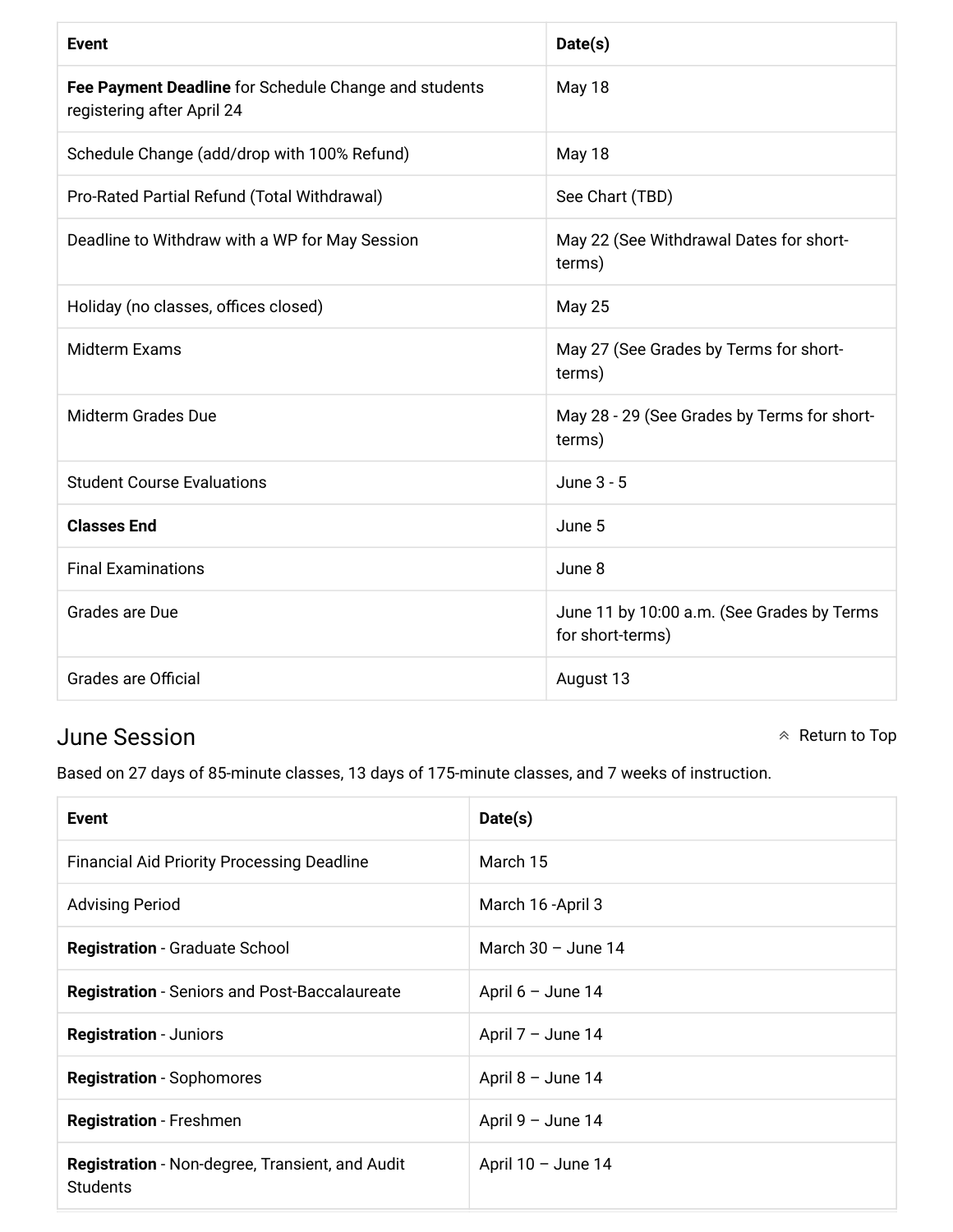| Event | Date(s) |
| --- | --- |
| **Fee Payment Deadline** for Schedule Change and students registering after April 24 | May 18 |
| Schedule Change (add/drop with 100% Refund) | May 18 |
| Pro-Rated Partial Refund (Total Withdrawal) | See Chart (TBD) |
| Deadline to Withdraw with a WP for May Session | May 22 (See Withdrawal Dates for short-terms) |
| Holiday (no classes, offices closed) | May 25 |
| Midterm Exams | May 27 (See Grades by Terms for short-terms) |
| Midterm Grades Due | May 28 - 29 (See Grades by Terms for short-terms) |
| Student Course Evaluations | June 3 - 5 |
| **Classes End** | June 5 |
| Final Examinations | June 8 |
| Grades are Due | June 11 by 10:00 a.m. (See Grades by Terms for short-terms) |
| Grades are Official | August 13 |

## June Session

Return to Top

Based on 27 days of 85-minute classes, 13 days of 175-minute classes, and 7 weeks of instruction.

| Event | Date(s) |
| --- | --- |
| Financial Aid Priority Processing Deadline | March 15 |
| Advising Period | March 16 -April 3 |
| **Registration** - Graduate School | March 30 – June 14 |
| **Registration** - Seniors and Post-Baccalaureate | April 6 – June 14 |
| **Registration** - Juniors | April 7 – June 14 |
| **Registration** - Sophomores | April 8 – June 14 |
| **Registration** - Freshmen | April 9 – June 14 |
| **Registration** - Non-degree, Transient, and Audit Students | April 10 – June 14 |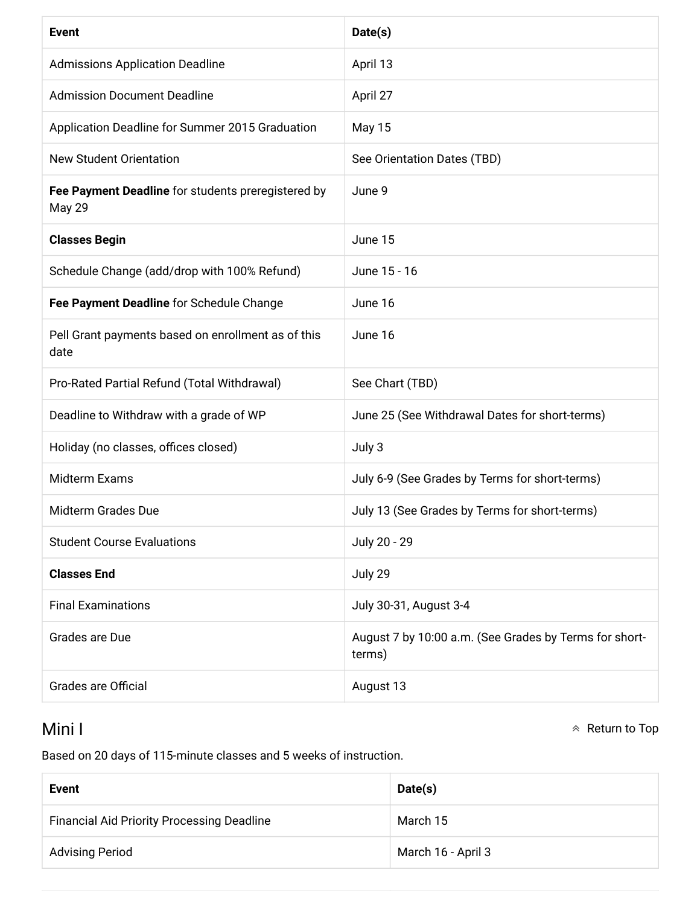| Event | Date(s) |
| --- | --- |
| Admissions Application Deadline | April 13 |
| Admission Document Deadline | April 27 |
| Application Deadline for Summer 2015 Graduation | May 15 |
| New Student Orientation | See Orientation Dates (TBD) |
| **Fee Payment Deadline** for students preregistered by May 29 | June 9 |
| **Classes Begin** | June 15 |
| Schedule Change (add/drop with 100% Refund) | June 15 - 16 |
| **Fee Payment Deadline** for Schedule Change | June 16 |
| Pell Grant payments based on enrollment as of this date | June 16 |
| Pro-Rated Partial Refund (Total Withdrawal) | See Chart (TBD) |
| Deadline to Withdraw with a grade of WP | June 25 (See Withdrawal Dates for short-terms) |
| Holiday (no classes, offices closed) | July 3 |
| Midterm Exams | July 6-9 (See Grades by Terms for short-terms) |
| Midterm Grades Due | July 13 (See Grades by Terms for short-terms) |
| Student Course Evaluations | July 20 - 29 |
| **Classes End** | July 29 |
| Final Examinations | July 30-31, August 3-4 |
| Grades are Due | August 7 by 10:00 a.m. (See Grades by Terms for short-terms) |
| Grades are Official | August 13 |

## Mini I

Return to Top

Based on 20 days of 115-minute classes and 5 weeks of instruction.

| Event | Date(s) |
| --- | --- |
| Financial Aid Priority Processing Deadline | March 15 |
| Advising Period | March 16 - April 3 |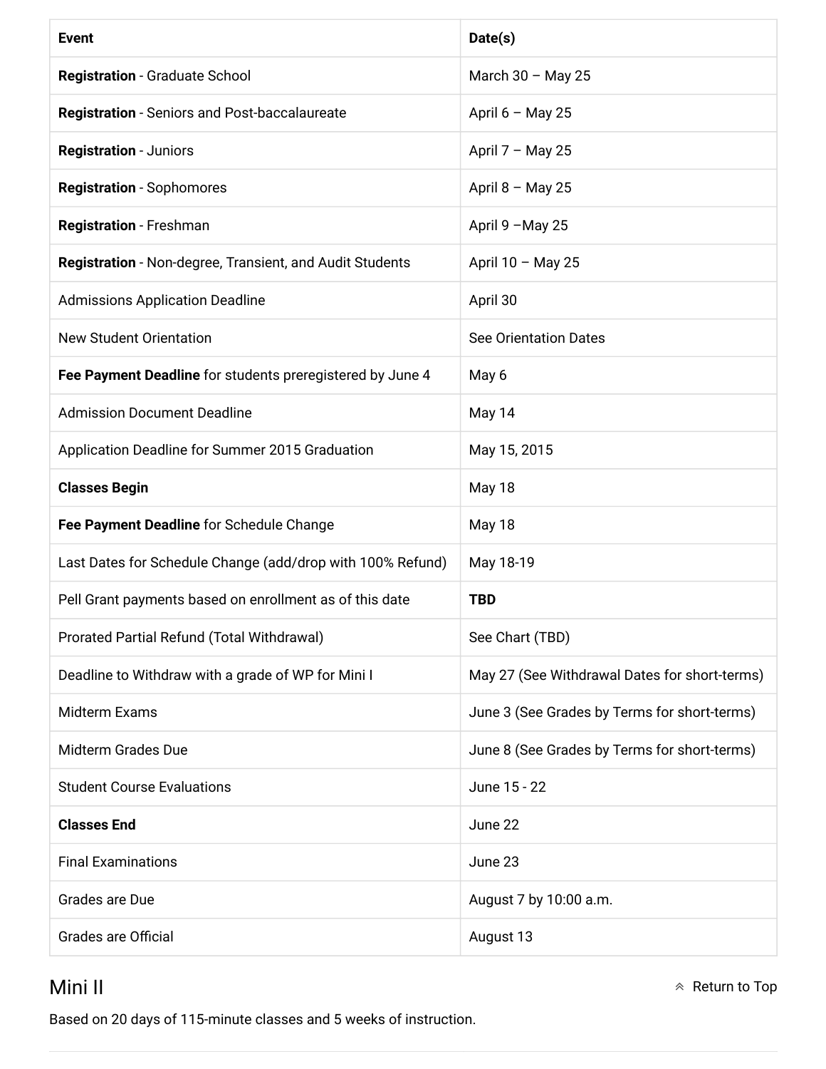| **Event** | **Date(s)** |
| --- | --- |
| **Registration** - Graduate School | March 30 – May 25 |
| **Registration** - Seniors and Post-baccalaureate | April 6 – May 25 |
| **Registration** - Juniors | April 7 – May 25 |
| **Registration** - Sophomores | April 8 – May 25 |
| **Registration** - Freshman | April 9 –May 25 |
| **Registration** - Non-degree, Transient, and Audit Students | April 10 – May 25 |
| Admissions Application Deadline | April 30 |
| New Student Orientation | See Orientation Dates |
| **Fee Payment Deadline** for students preregistered by June 4 | May 6 |
| Admission Document Deadline | May 14 |
| Application Deadline for Summer 2015 Graduation | May 15, 2015 |
| **Classes Begin** | May 18 |
| **Fee Payment Deadline** for Schedule Change | May 18 |
| Last Dates for Schedule Change (add/drop with 100% Refund) | May 18-19 |
| Pell Grant payments based on enrollment as of this date | **TBD** |
| Prorated Partial Refund (Total Withdrawal) | See Chart (TBD) |
| Deadline to Withdraw with a grade of WP for Mini I | May 27 (See Withdrawal Dates for short-terms) |
| Midterm Exams | June 3 (See Grades by Terms for short-terms) |
| Midterm Grades Due | June 8 (See Grades by Terms for short-terms) |
| Student Course Evaluations | June 15 - 22 |
| **Classes End** | June 22 |
| Final Examinations | June 23 |
| Grades are Due | August 7 by 10:00 a.m. |
| Grades are Official | August 13 |

## Mini II

Return to Top

Based on 20 days of 115-minute classes and 5 weeks of instruction.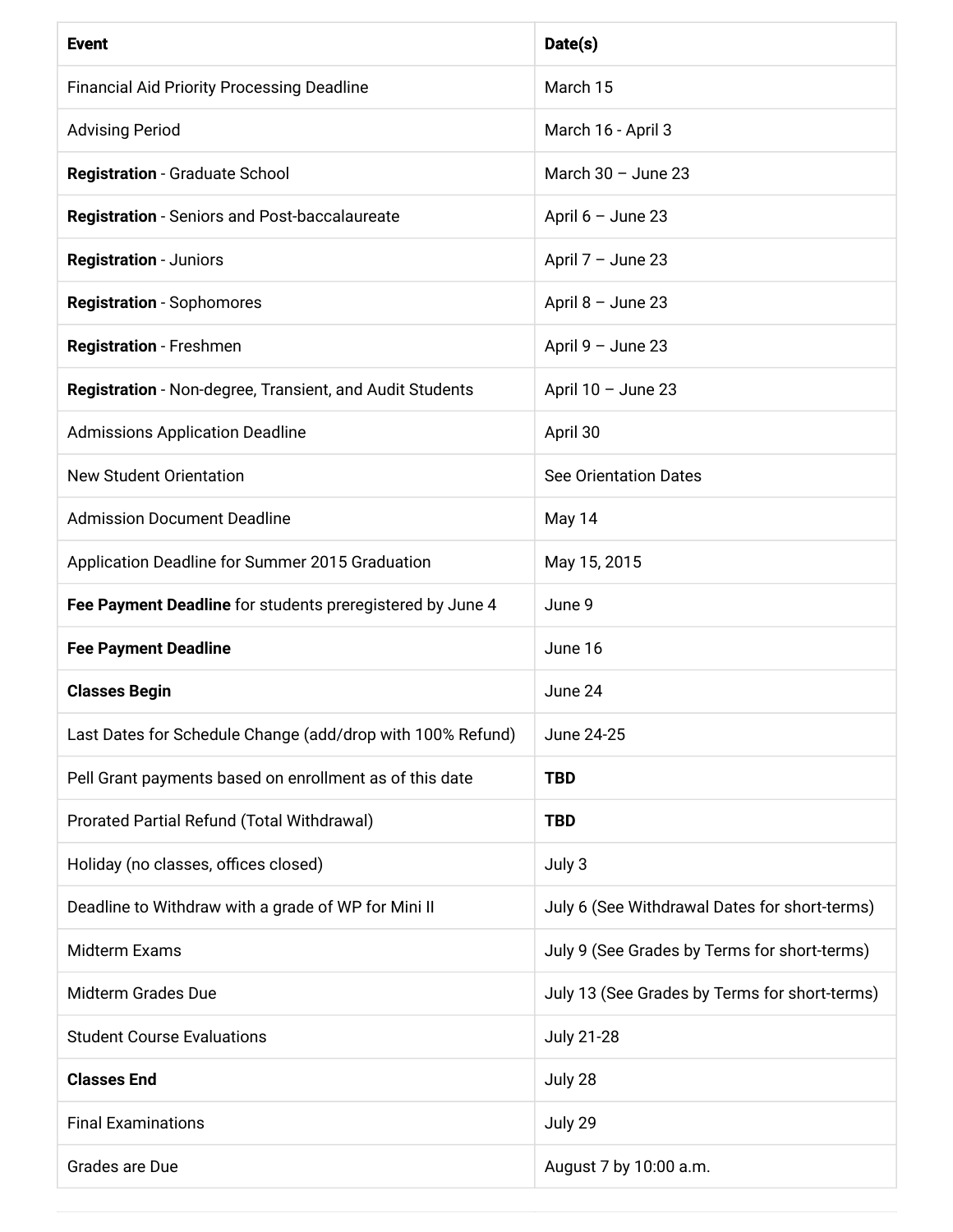| **Event** | **Date(s)** |
|---|---|
| Financial Aid Priority Processing Deadline | March 15 |
| Advising Period | March 16 - April 3 |
| **Registration** - Graduate School | March 30 – June 23 |
| **Registration** - Seniors and Post-baccalaureate | April 6 – June 23 |
| **Registration** - Juniors | April 7 – June 23 |
| **Registration** - Sophomores | April 8 – June 23 |
| **Registration** - Freshmen | April 9 – June 23 |
| **Registration** - Non-degree, Transient, and Audit Students | April 10 – June 23 |
| Admissions Application Deadline | April 30 |
| New Student Orientation | See Orientation Dates |
| Admission Document Deadline | May 14 |
| Application Deadline for Summer 2015 Graduation | May 15, 2015 |
| **Fee Payment Deadline** for students preregistered by June 4 | June 9 |
| **Fee Payment Deadline** | June 16 |
| **Classes Begin** | June 24 |
| Last Dates for Schedule Change (add/drop with 100% Refund) | June 24-25 |
| Pell Grant payments based on enrollment as of this date | **TBD** |
| Prorated Partial Refund (Total Withdrawal) | **TBD** |
| Holiday (no classes, offices closed) | July 3 |
| Deadline to Withdraw with a grade of WP for Mini II | July 6 (See Withdrawal Dates for short-terms) |
| Midterm Exams | July 9 (See Grades by Terms for short-terms) |
| Midterm Grades Due | July 13 (See Grades by Terms for short-terms) |
| Student Course Evaluations | July 21-28 |
| **Classes End** | July 28 |
| Final Examinations | July 29 |
| Grades are Due | August 7 by 10:00 a.m. |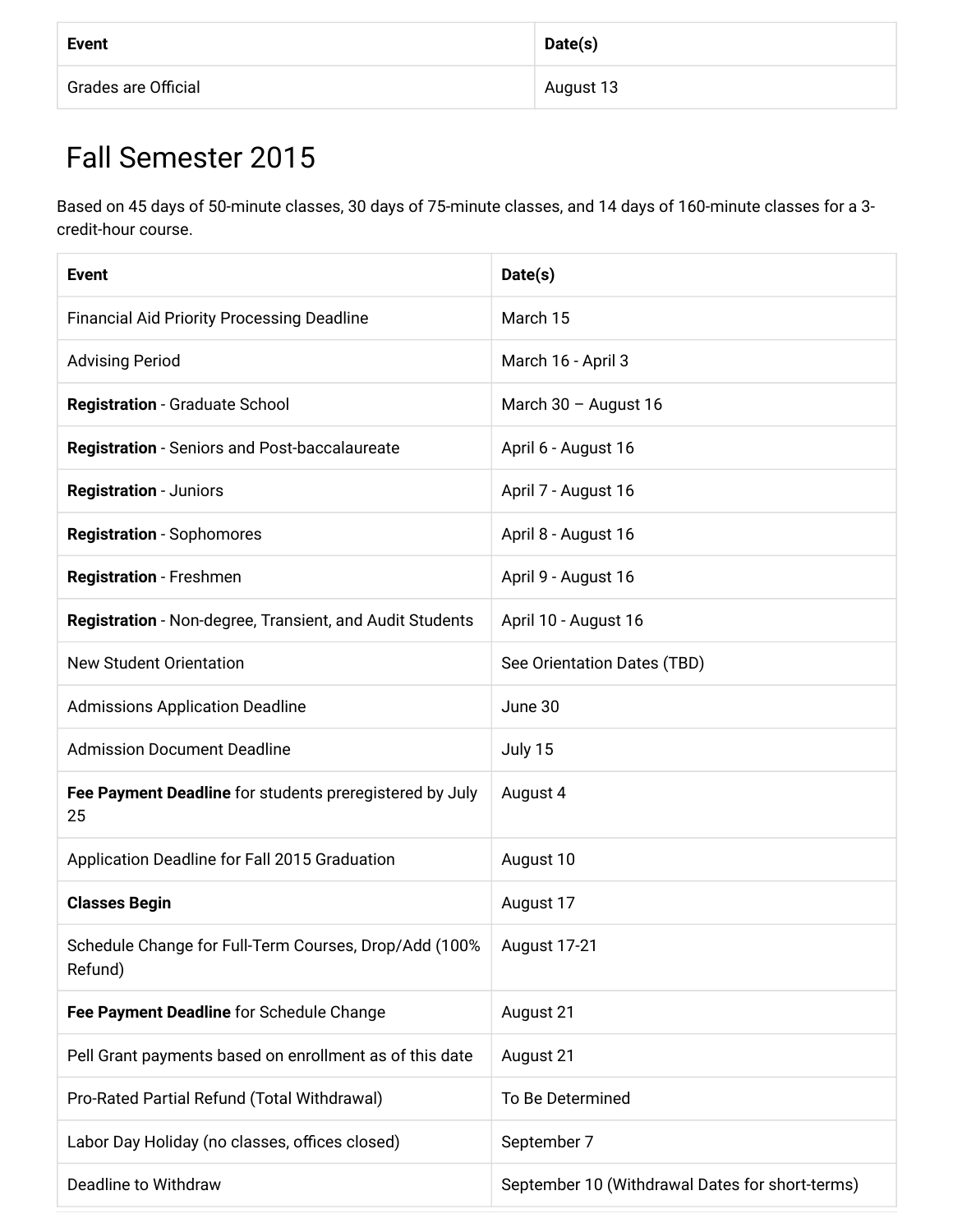| Event | Date(s) |
| --- | --- |
| Grades are Official | August 13 |

## Fall Semester 2015

Based on 45 days of 50-minute classes, 30 days of 75-minute classes, and 14 days of 160-minute classes for a 3-credit-hour course.

| Event | Date(s) |
| --- | --- |
| Financial Aid Priority Processing Deadline | March 15 |
| Advising Period | March 16 - April 3 |
| **Registration** - Graduate School | March 30 – August 16 |
| **Registration** - Seniors and Post-baccalaureate | April 6 - August 16 |
| **Registration** - Juniors | April 7 - August 16 |
| **Registration** - Sophomores | April 8 - August 16 |
| **Registration** - Freshmen | April 9 - August 16 |
| **Registration** - Non-degree, Transient, and Audit Students | April 10 - August 16 |
| New Student Orientation | See Orientation Dates (TBD) |
| Admissions Application Deadline | June 30 |
| Admission Document Deadline | July 15 |
| **Fee Payment Deadline** for students preregistered by July 25 | August 4 |
| Application Deadline for Fall 2015 Graduation | August 10 |
| **Classes Begin** | August 17 |
| Schedule Change for Full-Term Courses, Drop/Add (100% Refund) | August 17-21 |
| **Fee Payment Deadline** for Schedule Change | August 21 |
| Pell Grant payments based on enrollment as of this date | August 21 |
| Pro-Rated Partial Refund (Total Withdrawal) | To Be Determined |
| Labor Day Holiday (no classes, offices closed) | September 7 |
| Deadline to Withdraw | September 10 (Withdrawal Dates for short-terms) |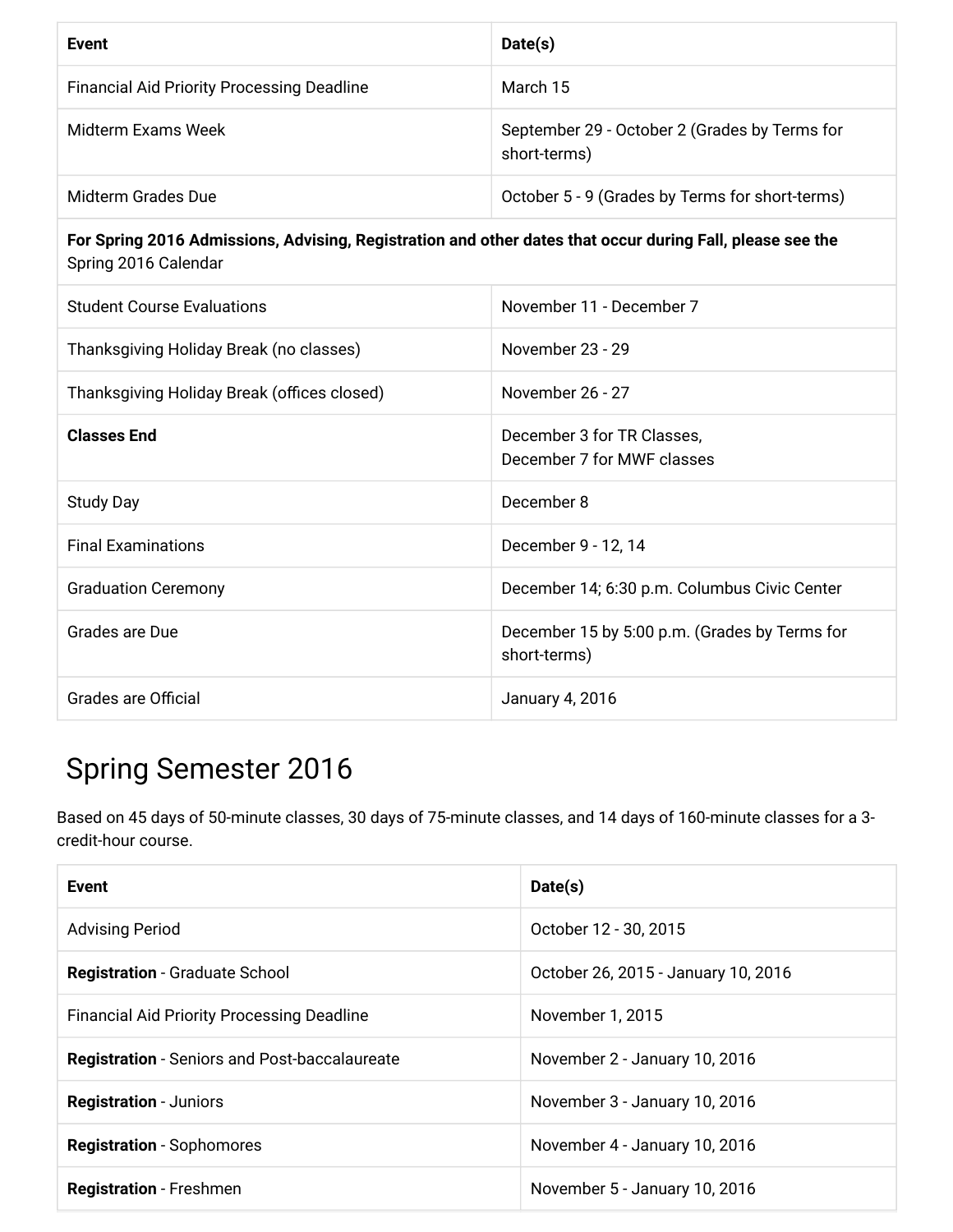| Event | Date(s) |
| --- | --- |
| Financial Aid Priority Processing Deadline | March 15 |
| Midterm Exams Week | September 29 - October 2 (Grades by Terms for short-terms) |
| Midterm Grades Due | October 5 - 9 (Grades by Terms for short-terms) |
| **For Spring 2016 Admissions, Advising, Registration and other dates that occur during Fall, please see the** Spring 2016 Calendar | |
| Student Course Evaluations | November 11 - December 7 |
| Thanksgiving Holiday Break (no classes) | November 23 - 29 |
| Thanksgiving Holiday Break (offices closed) | November 26 - 27 |
| **Classes End** | December 3 for TR Classes, December 7 for MWF classes |
| Study Day | December 8 |
| Final Examinations | December 9 - 12, 14 |
| Graduation Ceremony | December 14; 6:30 p.m. Columbus Civic Center |
| Grades are Due | December 15 by 5:00 p.m. (Grades by Terms for short-terms) |
| Grades are Official | January 4, 2016 |

## Spring Semester 2016

Based on 45 days of 50-minute classes, 30 days of 75-minute classes, and 14 days of 160-minute classes for a 3-credit-hour course.

| Event | Date(s) |
| --- | --- |
| Advising Period | October 12 - 30, 2015 |
| **Registration** - Graduate School | October 26, 2015 - January 10, 2016 |
| Financial Aid Priority Processing Deadline | November 1, 2015 |
| **Registration** - Seniors and Post-baccalaureate | November 2 - January 10, 2016 |
| **Registration** - Juniors | November 3 - January 10, 2016 |
| **Registration** - Sophomores | November 4 - January 10, 2016 |
| **Registration** - Freshmen | November 5 - January 10, 2016 |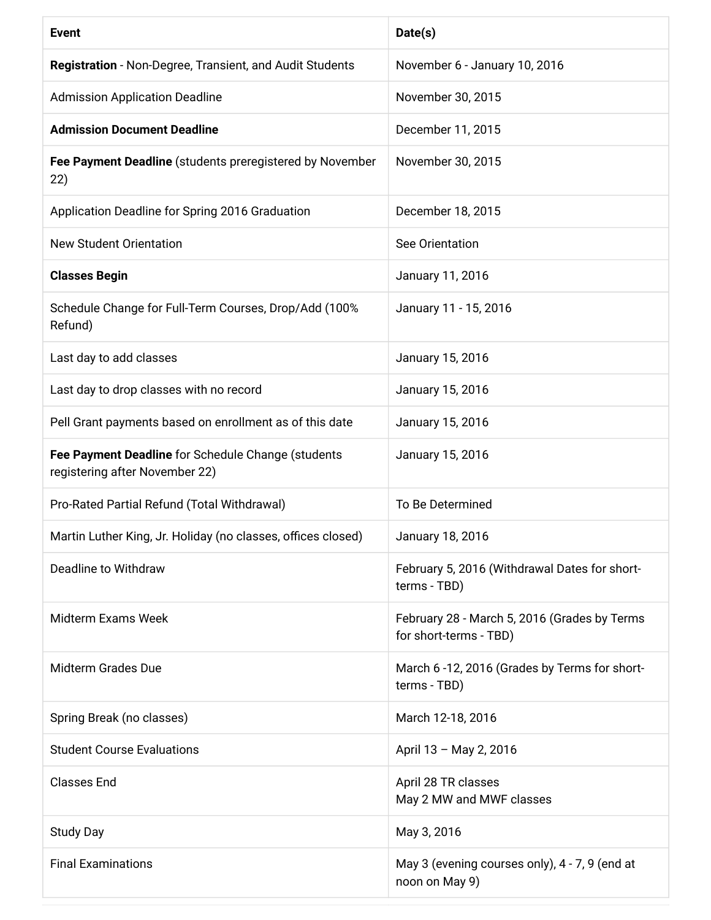| **Event** | **Date(s)** |
| --- | --- |
| **Registration** - Non-Degree, Transient, and Audit Students | November 6 - January 10, 2016 |
| Admission Application Deadline | November 30, 2015 |
| **Admission Document Deadline** | December 11, 2015 |
| **Fee Payment Deadline** (students preregistered by November 22) | November 30, 2015 |
| Application Deadline for Spring 2016 Graduation | December 18, 2015 |
| New Student Orientation | See Orientation |
| **Classes Begin** | January 11, 2016 |
| Schedule Change for Full-Term Courses, Drop/Add (100% Refund) | January 11 - 15, 2016 |
| Last day to add classes | January 15, 2016 |
| Last day to drop classes with no record | January 15, 2016 |
| Pell Grant payments based on enrollment as of this date | January 15, 2016 |
| **Fee Payment Deadline** for Schedule Change (students registering after November 22) | January 15, 2016 |
| Pro-Rated Partial Refund (Total Withdrawal) | To Be Determined |
| Martin Luther King, Jr. Holiday (no classes, offices closed) | January 18, 2016 |
| Deadline to Withdraw | February 5, 2016 (Withdrawal Dates for short-terms - TBD) |
| Midterm Exams Week | February 28 - March 5, 2016 (Grades by Terms for short-terms - TBD) |
| Midterm Grades Due | March 6 -12, 2016 (Grades by Terms for short-terms - TBD) |
| Spring Break (no classes) | March 12-18, 2016 |
| Student Course Evaluations | April 13 – May 2, 2016 |
| Classes End | April 28 TR classes<br>May 2 MW and MWF classes |
| Study Day | May 3, 2016 |
| Final Examinations | May 3 (evening courses only), 4 - 7, 9 (end at noon on May 9) |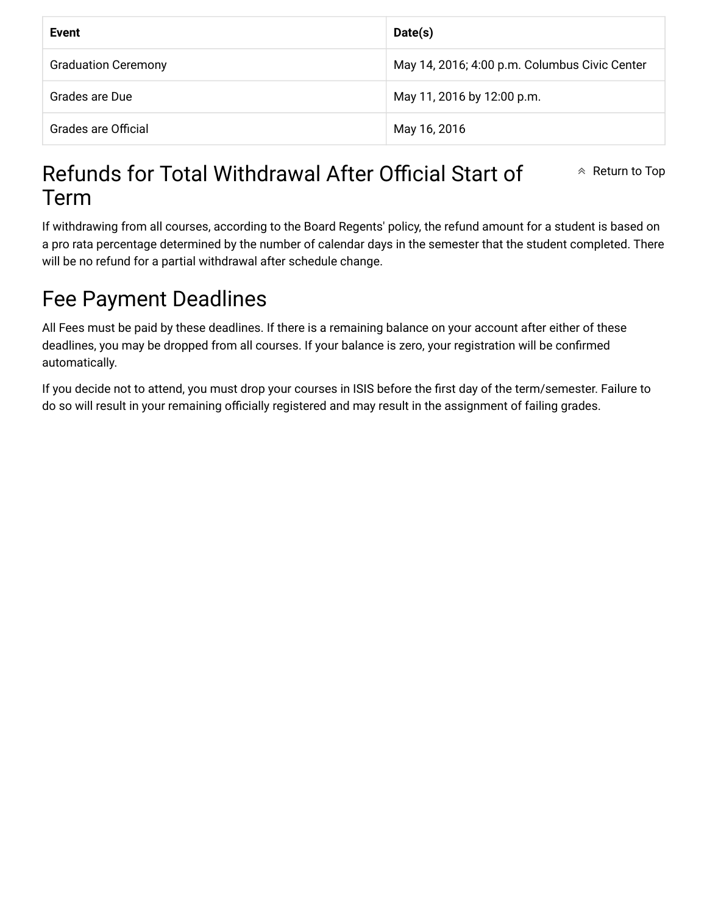| Event | Date(s) |
| --- | --- |
| Graduation Ceremony | May 14, 2016; 4:00 p.m. Columbus Civic Center |
| Grades are Due | May 11, 2016 by 12:00 p.m. |
| Grades are Official | May 16, 2016 |

## Refunds for Total Withdrawal After Official Start of Term

Return to Top

If withdrawing from all courses, according to the Board Regents' policy, the refund amount for a student is based on a pro rata percentage determined by the number of calendar days in the semester that the student completed. There will be no refund for a partial withdrawal after schedule change.

## Fee Payment Deadlines

All Fees must be paid by these deadlines. If there is a remaining balance on your account after either of these deadlines, you may be dropped from all courses. If your balance is zero, your registration will be confirmed automatically.

If you decide not to attend, you must drop your courses in ISIS before the first day of the term/semester. Failure to do so will result in your remaining officially registered and may result in the assignment of failing grades.